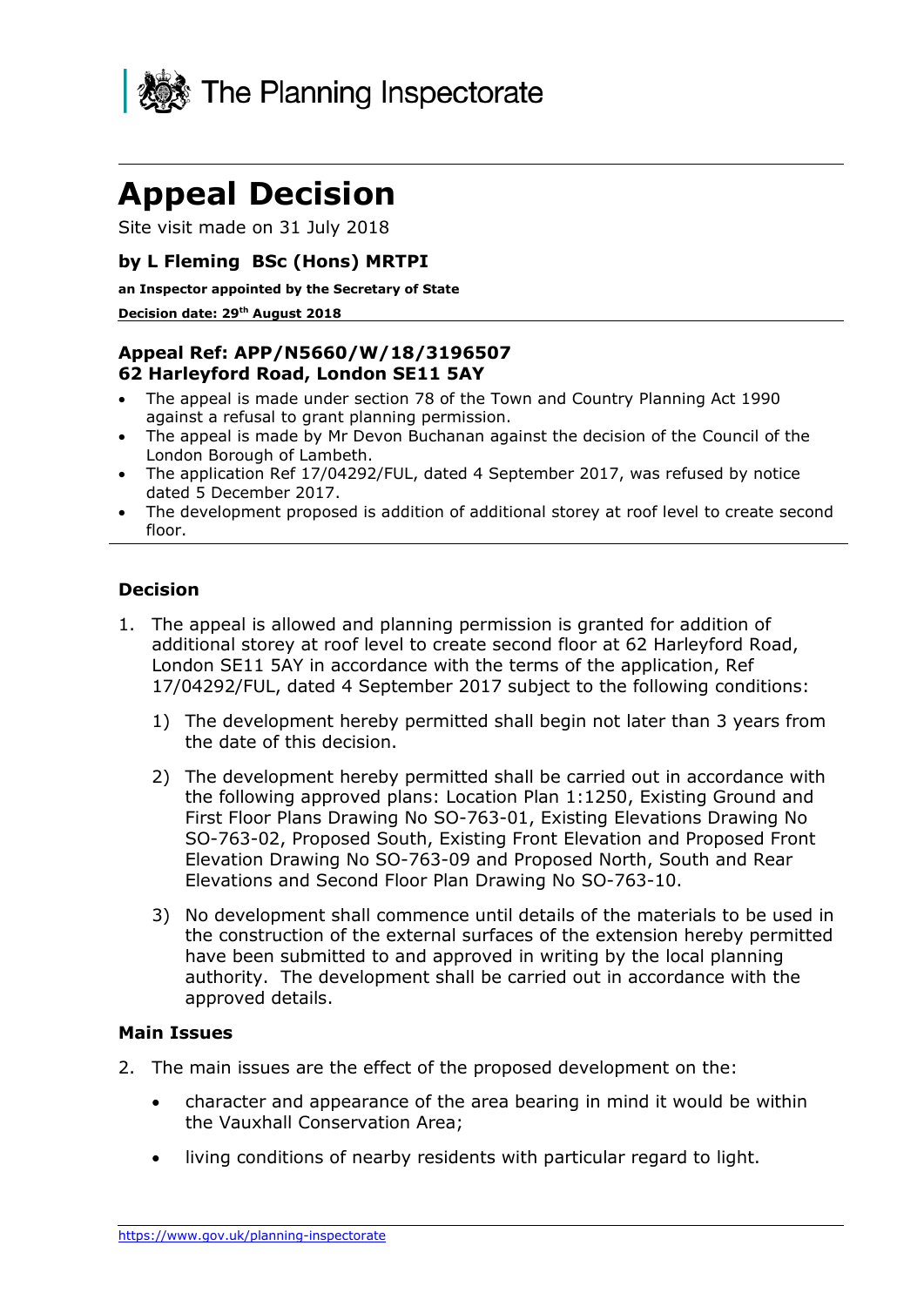The Planning Inspectorate

# Appeal Decision

Site visit made on 31 July 2018

### by L Fleming BSc (Hons) MRTPI

**an Inspector appointed by the Secretary of State**

**Decision date: 29th August 2018**

### Appeal Ref: APP/N5660/W/18/3196507
### 62 Harleyford Road, London SE11 5AY

- The appeal is made under section 78 of the Town and Country Planning Act 1990 against a refusal to grant planning permission.
- The appeal is made by Mr Devon Buchanan against the decision of the Council of the London Borough of Lambeth.
- The application Ref 17/04292/FUL, dated 4 September 2017, was refused by notice dated 5 December 2017.
- The development proposed is addition of additional storey at roof level to create second floor.

## Decision

1. The appeal is allowed and planning permission is granted for addition of additional storey at roof level to create second floor at 62 Harleyford Road, London SE11 5AY in accordance with the terms of the application, Ref 17/04292/FUL, dated 4 September 2017 subject to the following conditions:

    1) The development hereby permitted shall begin not later than 3 years from the date of this decision.

    2) The development hereby permitted shall be carried out in accordance with the following approved plans: Location Plan 1:1250, Existing Ground and First Floor Plans Drawing No SO-763-01, Existing Elevations Drawing No SO-763-02, Proposed South, Existing Front Elevation and Proposed Front Elevation Drawing No SO-763-09 and Proposed North, South and Rear Elevations and Second Floor Plan Drawing No SO-763-10.

    3) No development shall commence until details of the materials to be used in the construction of the external surfaces of the extension hereby permitted have been submitted to and approved in writing by the local planning authority. The development shall be carried out in accordance with the approved details.

## Main Issues

2. The main issues are the effect of the proposed development on the:

    - character and appearance of the area bearing in mind it would be within the Vauxhall Conservation Area;
    - living conditions of nearby residents with particular regard to light.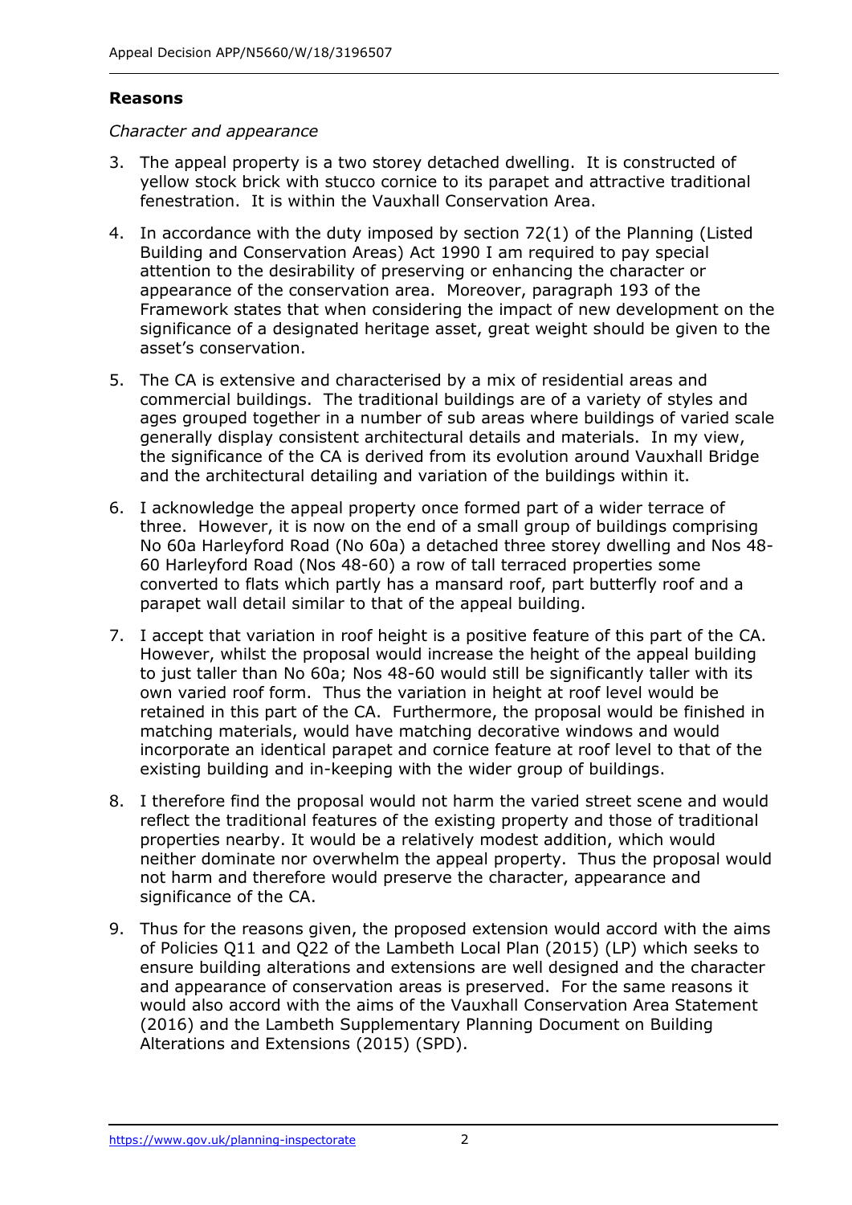## Reasons

*Character and appearance*

3. The appeal property is a two storey detached dwelling. It is constructed of yellow stock brick with stucco cornice to its parapet and attractive traditional fenestration. It is within the Vauxhall Conservation Area.

4. In accordance with the duty imposed by section 72(1) of the Planning (Listed Building and Conservation Areas) Act 1990 I am required to pay special attention to the desirability of preserving or enhancing the character or appearance of the conservation area. Moreover, paragraph 193 of the Framework states that when considering the impact of new development on the significance of a designated heritage asset, great weight should be given to the asset's conservation.

5. The CA is extensive and characterised by a mix of residential areas and commercial buildings. The traditional buildings are of a variety of styles and ages grouped together in a number of sub areas where buildings of varied scale generally display consistent architectural details and materials. In my view, the significance of the CA is derived from its evolution around Vauxhall Bridge and the architectural detailing and variation of the buildings within it.

6. I acknowledge the appeal property once formed part of a wider terrace of three. However, it is now on the end of a small group of buildings comprising No 60a Harleyford Road (No 60a) a detached three storey dwelling and Nos 48-60 Harleyford Road (Nos 48-60) a row of tall terraced properties some converted to flats which partly has a mansard roof, part butterfly roof and a parapet wall detail similar to that of the appeal building.

7. I accept that variation in roof height is a positive feature of this part of the CA. However, whilst the proposal would increase the height of the appeal building to just taller than No 60a; Nos 48-60 would still be significantly taller with its own varied roof form. Thus the variation in height at roof level would be retained in this part of the CA. Furthermore, the proposal would be finished in matching materials, would have matching decorative windows and would incorporate an identical parapet and cornice feature at roof level to that of the existing building and in-keeping with the wider group of buildings.

8. I therefore find the proposal would not harm the varied street scene and would reflect the traditional features of the existing property and those of traditional properties nearby. It would be a relatively modest addition, which would neither dominate nor overwhelm the appeal property. Thus the proposal would not harm and therefore would preserve the character, appearance and significance of the CA.

9. Thus for the reasons given, the proposed extension would accord with the aims of Policies Q11 and Q22 of the Lambeth Local Plan (2015) (LP) which seeks to ensure building alterations and extensions are well designed and the character and appearance of conservation areas is preserved. For the same reasons it would also accord with the aims of the Vauxhall Conservation Area Statement (2016) and the Lambeth Supplementary Planning Document on Building Alterations and Extensions (2015) (SPD).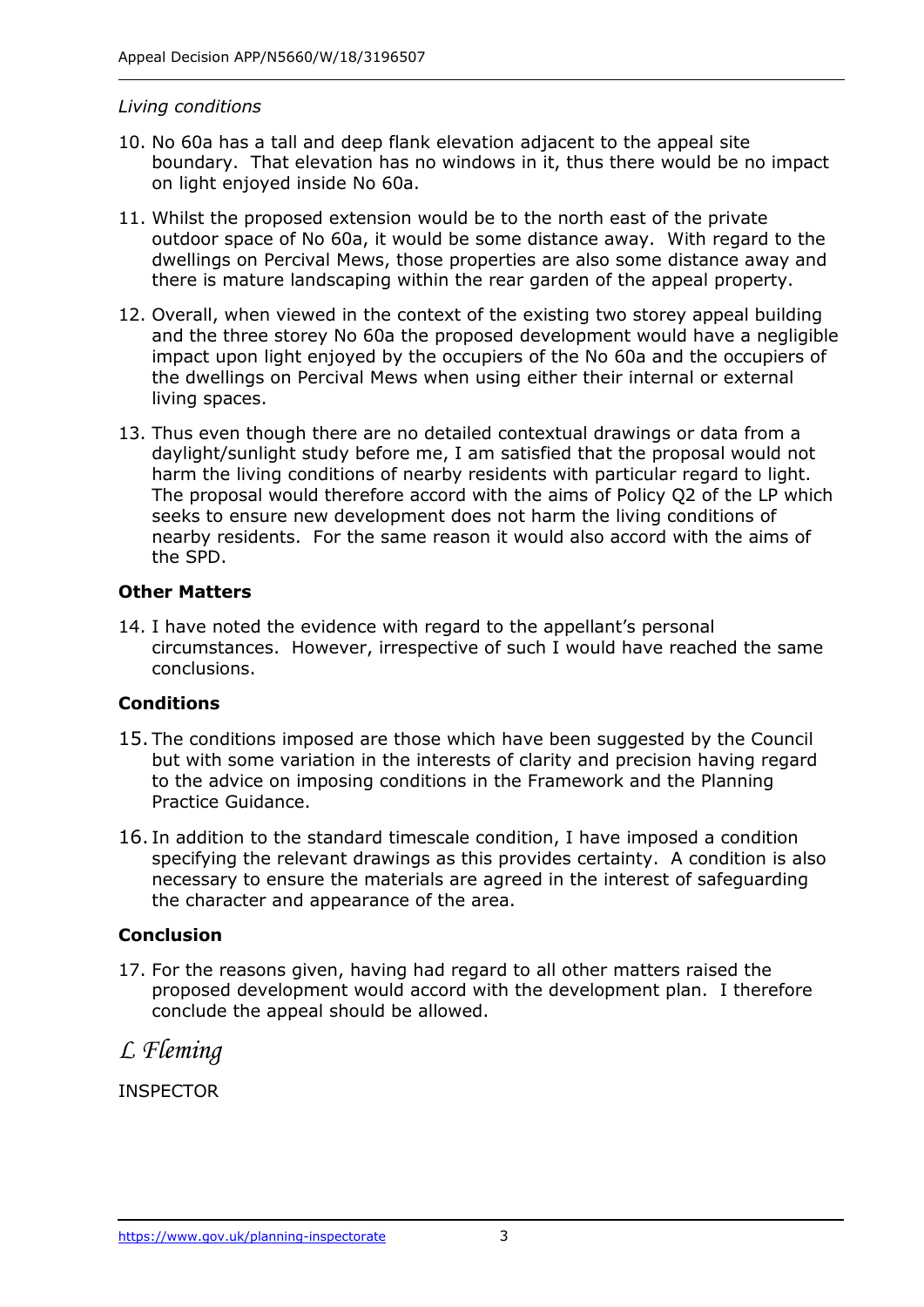*Living conditions*

10. No 60a has a tall and deep flank elevation adjacent to the appeal site boundary. That elevation has no windows in it, thus there would be no impact on light enjoyed inside No 60a.

11. Whilst the proposed extension would be to the north east of the private outdoor space of No 60a, it would be some distance away. With regard to the dwellings on Percival Mews, those properties are also some distance away and there is mature landscaping within the rear garden of the appeal property.

12. Overall, when viewed in the context of the existing two storey appeal building and the three storey No 60a the proposed development would have a negligible impact upon light enjoyed by the occupiers of the No 60a and the occupiers of the dwellings on Percival Mews when using either their internal or external living spaces.

13. Thus even though there are no detailed contextual drawings or data from a daylight/sunlight study before me, I am satisfied that the proposal would not harm the living conditions of nearby residents with particular regard to light. The proposal would therefore accord with the aims of Policy Q2 of the LP which seeks to ensure new development does not harm the living conditions of nearby residents. For the same reason it would also accord with the aims of the SPD.

### Other Matters

14. I have noted the evidence with regard to the appellant's personal circumstances. However, irrespective of such I would have reached the same conclusions.

### Conditions

15. The conditions imposed are those which have been suggested by the Council but with some variation in the interests of clarity and precision having regard to the advice on imposing conditions in the Framework and the Planning Practice Guidance.

16. In addition to the standard timescale condition, I have imposed a condition specifying the relevant drawings as this provides certainty. A condition is also necessary to ensure the materials are agreed in the interest of safeguarding the character and appearance of the area.

### Conclusion

17. For the reasons given, having had regard to all other matters raised the proposed development would accord with the development plan. I therefore conclude the appeal should be allowed.

*L Fleming*

INSPECTOR